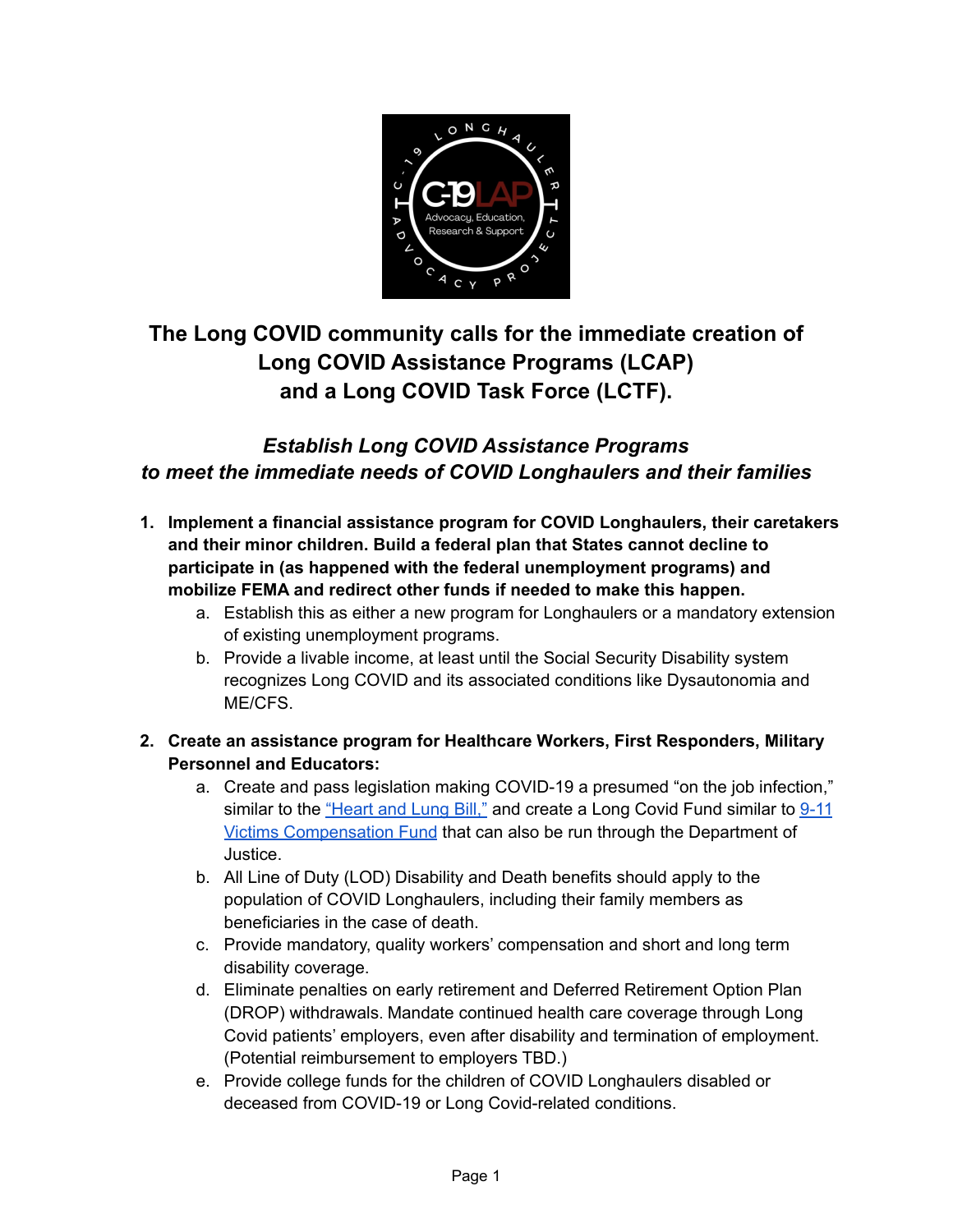# The Long COVID community calls for the immediate creation of Long COVID Assistance Programs (LCAP) and a Long COVID Task Force (LCTF).

## *Establish Long COVID Assistance Programs to meet the immediate needs of COVID Longhaulers and their families*

1. **Implement a financial assistance program for COVID Longhaulers, their caretakers and their minor children. Build a federal plan that States cannot decline to participate in (as happened with the federal unemployment programs) and mobilize FEMA and redirect other funds if needed to make this happen.**
   a. Establish this as either a new program for Longhaulers or a mandatory extension of existing unemployment programs.
   b. Provide a livable income, at least until the Social Security Disability system recognizes Long COVID and its associated conditions like Dysautonomia and ME/CFS.

2. **Create an assistance program for Healthcare Workers, First Responders, Military Personnel and Educators:**
   a. Create and pass legislation making COVID-19 a presumed "on the job infection," similar to the "Heart and Lung Bill," and create a Long Covid Fund similar to 9-11 Victims Compensation Fund that can also be run through the Department of Justice.
   b. All Line of Duty (LOD) Disability and Death benefits should apply to the population of COVID Longhaulers, including their family members as beneficiaries in the case of death.
   c. Provide mandatory, quality workers' compensation and short and long term disability coverage.
   d. Eliminate penalties on early retirement and Deferred Retirement Option Plan (DROP) withdrawals. Mandate continued health care coverage through Long Covid patients' employers, even after disability and termination of employment. (Potential reimbursement to employers TBD.)
   e. Provide college funds for the children of COVID Longhaulers disabled or deceased from COVID-19 or Long Covid-related conditions.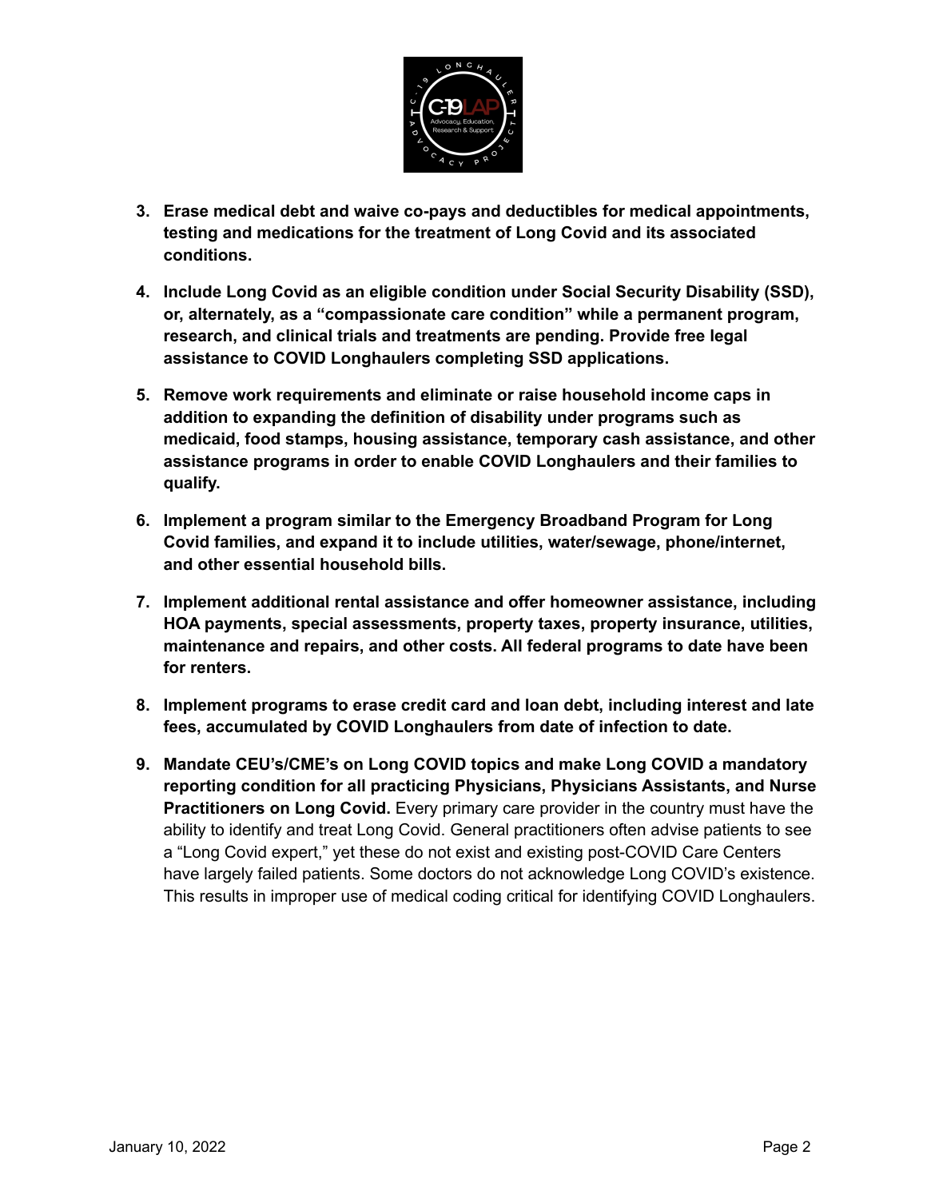3. **Erase medical debt and waive co-pays and deductibles for medical appointments, testing and medications for the treatment of Long Covid and its associated conditions.**

4. **Include Long Covid as an eligible condition under Social Security Disability (SSD), or, alternately, as a "compassionate care condition" while a permanent program, research, and clinical trials and treatments are pending. Provide free legal assistance to COVID Longhaulers completing SSD applications.**

5. **Remove work requirements and eliminate or raise household income caps in addition to expanding the definition of disability under programs such as medicaid, food stamps, housing assistance, temporary cash assistance, and other assistance programs in order to enable COVID Longhaulers and their families to qualify.**

6. **Implement a program similar to the Emergency Broadband Program for Long Covid families, and expand it to include utilities, water/sewage, phone/internet, and other essential household bills.**

7. **Implement additional rental assistance and offer homeowner assistance, including HOA payments, special assessments, property taxes, property insurance, utilities, maintenance and repairs, and other costs. All federal programs to date have been for renters.**

8. **Implement programs to erase credit card and loan debt, including interest and late fees, accumulated by COVID Longhaulers from date of infection to date.**

9. **Mandate CEU's/CME's on Long COVID topics and make Long COVID a mandatory reporting condition for all practicing Physicians, Physicians Assistants, and Nurse Practitioners on Long Covid.** Every primary care provider in the country must have the ability to identify and treat Long Covid. General practitioners often advise patients to see a "Long Covid expert," yet these do not exist and existing post-COVID Care Centers have largely failed patients. Some doctors do not acknowledge Long COVID's existence. This results in improper use of medical coding critical for identifying COVID Longhaulers.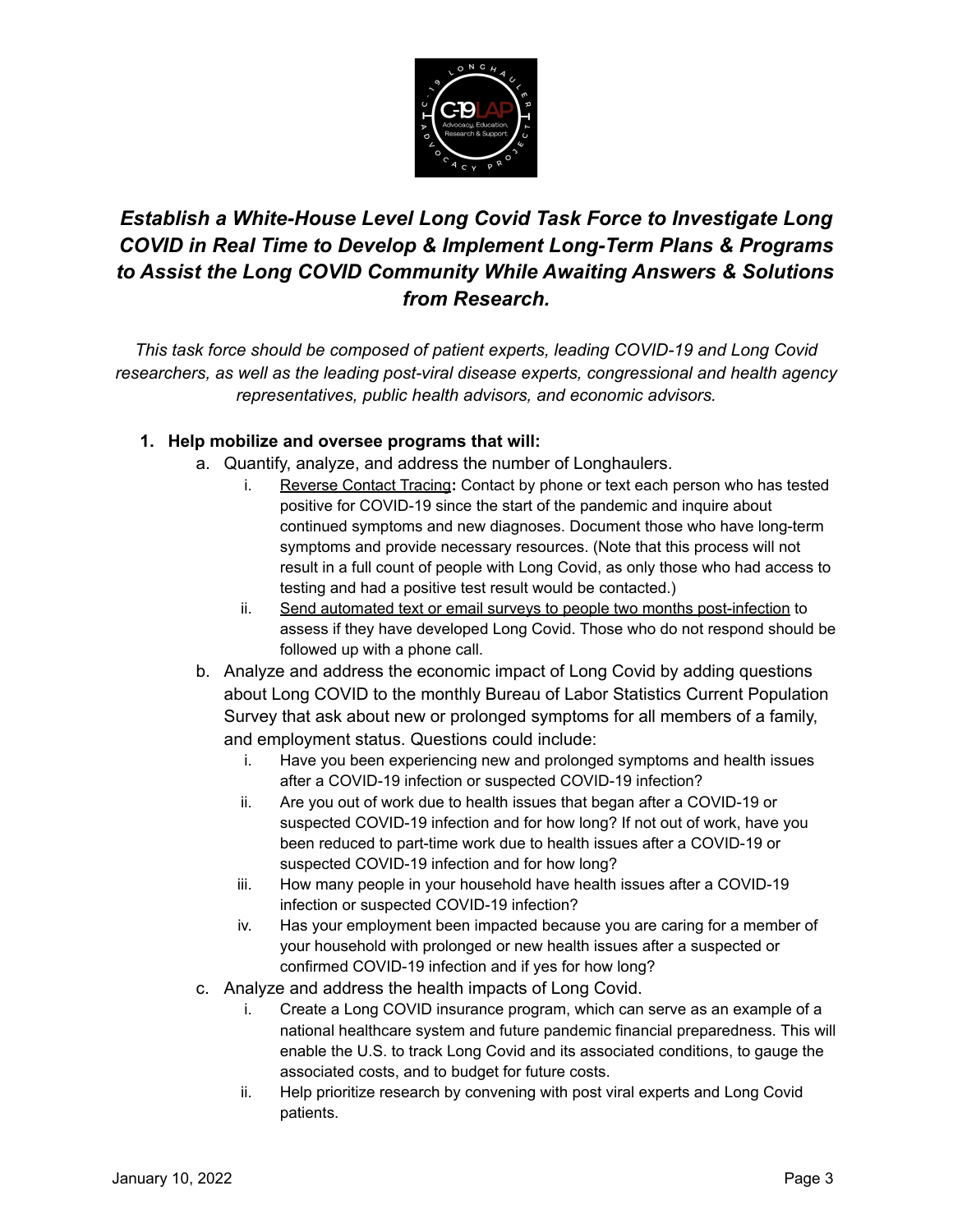## *Establish a White-House Level Long Covid Task Force to Investigate Long COVID in Real Time to Develop & Implement Long-Term Plans & Programs to Assist the Long COVID Community While Awaiting Answers & Solutions from Research.*

*This task force should be composed of patient experts, leading COVID-19 and Long Covid researchers, as well as the leading post-viral disease experts, congressional and health agency representatives, public health advisors, and economic advisors.*

1. **Help mobilize and oversee programs that will:**
   a. Quantify, analyze, and address the number of Longhaulers.
      i. Reverse Contact Tracing**:** Contact by phone or text each person who has tested positive for COVID-19 since the start of the pandemic and inquire about continued symptoms and new diagnoses. Document those who have long-term symptoms and provide necessary resources. (Note that this process will not result in a full count of people with Long Covid, as only those who had access to testing and had a positive test result would be contacted.)
      ii. Send automated text or email surveys to people two months post-infection to assess if they have developed Long Covid. Those who do not respond should be followed up with a phone call.
   b. Analyze and address the economic impact of Long Covid by adding questions about Long COVID to the monthly Bureau of Labor Statistics Current Population Survey that ask about new or prolonged symptoms for all members of a family, and employment status. Questions could include:
      i. Have you been experiencing new and prolonged symptoms and health issues after a COVID-19 infection or suspected COVID-19 infection?
      ii. Are you out of work due to health issues that began after a COVID-19 or suspected COVID-19 infection and for how long? If not out of work, have you been reduced to part-time work due to health issues after a COVID-19 or suspected COVID-19 infection and for how long?
      iii. How many people in your household have health issues after a COVID-19 infection or suspected COVID-19 infection?
      iv. Has your employment been impacted because you are caring for a member of your household with prolonged or new health issues after a suspected or confirmed COVID-19 infection and if yes for how long?
   c. Analyze and address the health impacts of Long Covid.
      i. Create a Long COVID insurance program, which can serve as an example of a national healthcare system and future pandemic financial preparedness. This will enable the U.S. to track Long Covid and its associated conditions, to gauge the associated costs, and to budget for future costs.
      ii. Help prioritize research by convening with post viral experts and Long Covid patients.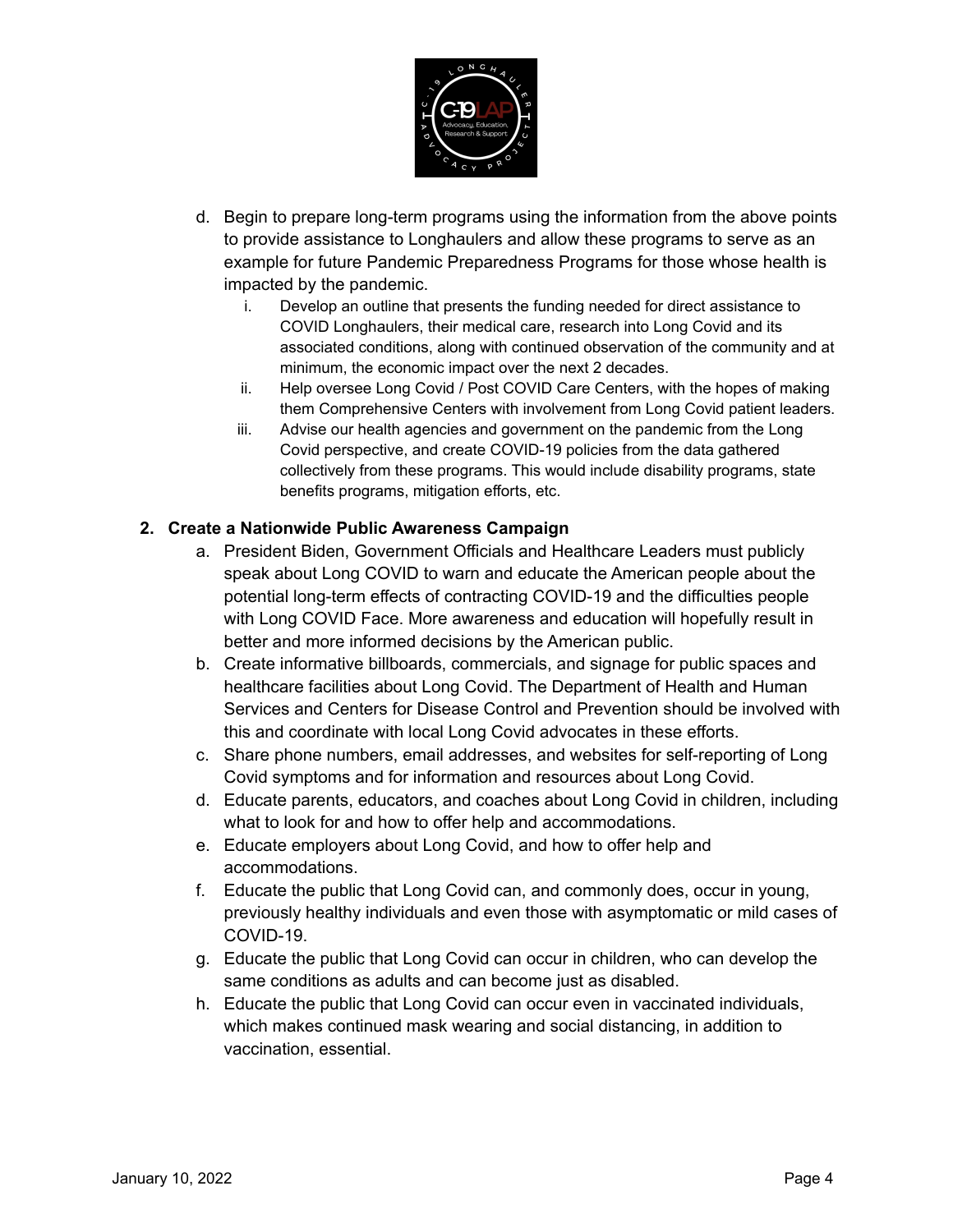d. Begin to prepare long-term programs using the information from the above points to provide assistance to Longhaulers and allow these programs to serve as an example for future Pandemic Preparedness Programs for those whose health is impacted by the pandemic.
    i. Develop an outline that presents the funding needed for direct assistance to COVID Longhaulers, their medical care, research into Long Covid and its associated conditions, along with continued observation of the community and at minimum, the economic impact over the next 2 decades.
    ii. Help oversee Long Covid / Post COVID Care Centers, with the hopes of making them Comprehensive Centers with involvement from Long Covid patient leaders.
    iii. Advise our health agencies and government on the pandemic from the Long Covid perspective, and create COVID-19 policies from the data gathered collectively from these programs. This would include disability programs, state benefits programs, mitigation efforts, etc.

**2. Create a Nationwide Public Awareness Campaign**

a. President Biden, Government Officials and Healthcare Leaders must publicly speak about Long COVID to warn and educate the American people about the potential long-term effects of contracting COVID-19 and the difficulties people with Long COVID Face. More awareness and education will hopefully result in better and more informed decisions by the American public.

b. Create informative billboards, commercials, and signage for public spaces and healthcare facilities about Long Covid. The Department of Health and Human Services and Centers for Disease Control and Prevention should be involved with this and coordinate with local Long Covid advocates in these efforts.

c. Share phone numbers, email addresses, and websites for self-reporting of Long Covid symptoms and for information and resources about Long Covid.

d. Educate parents, educators, and coaches about Long Covid in children, including what to look for and how to offer help and accommodations.

e. Educate employers about Long Covid, and how to offer help and accommodations.

f. Educate the public that Long Covid can, and commonly does, occur in young, previously healthy individuals and even those with asymptomatic or mild cases of COVID-19.

g. Educate the public that Long Covid can occur in children, who can develop the same conditions as adults and can become just as disabled.

h. Educate the public that Long Covid can occur even in vaccinated individuals, which makes continued mask wearing and social distancing, in addition to vaccination, essential.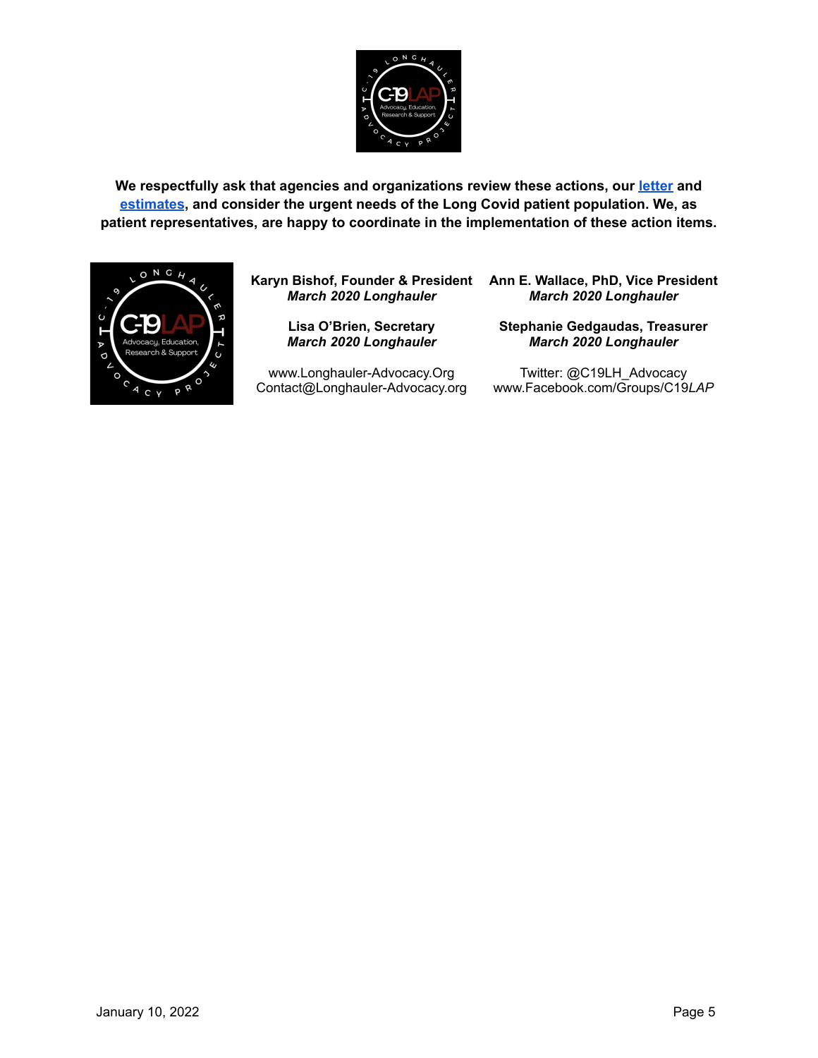**We respectfully ask that agencies and organizations review these actions, our letter and estimates, and consider the urgent needs of the Long Covid patient population. We, as patient representatives, are happy to coordinate in the implementation of these action items.**

**Karyn Bishof, Founder & President**
***March 2020 Longhauler***

**Ann E. Wallace, PhD, Vice President**
***March 2020 Longhauler***

**Lisa O'Brien, Secretary**
***March 2020 Longhauler***

**Stephanie Gedgaudas, Treasurer**
***March 2020 Longhauler***

www.Longhauler-Advocacy.Org
Contact@Longhauler-Advocacy.org

Twitter: @C19LH_Advocacy
www.Facebook.com/Groups/C19*LAP*

January 10, 2022